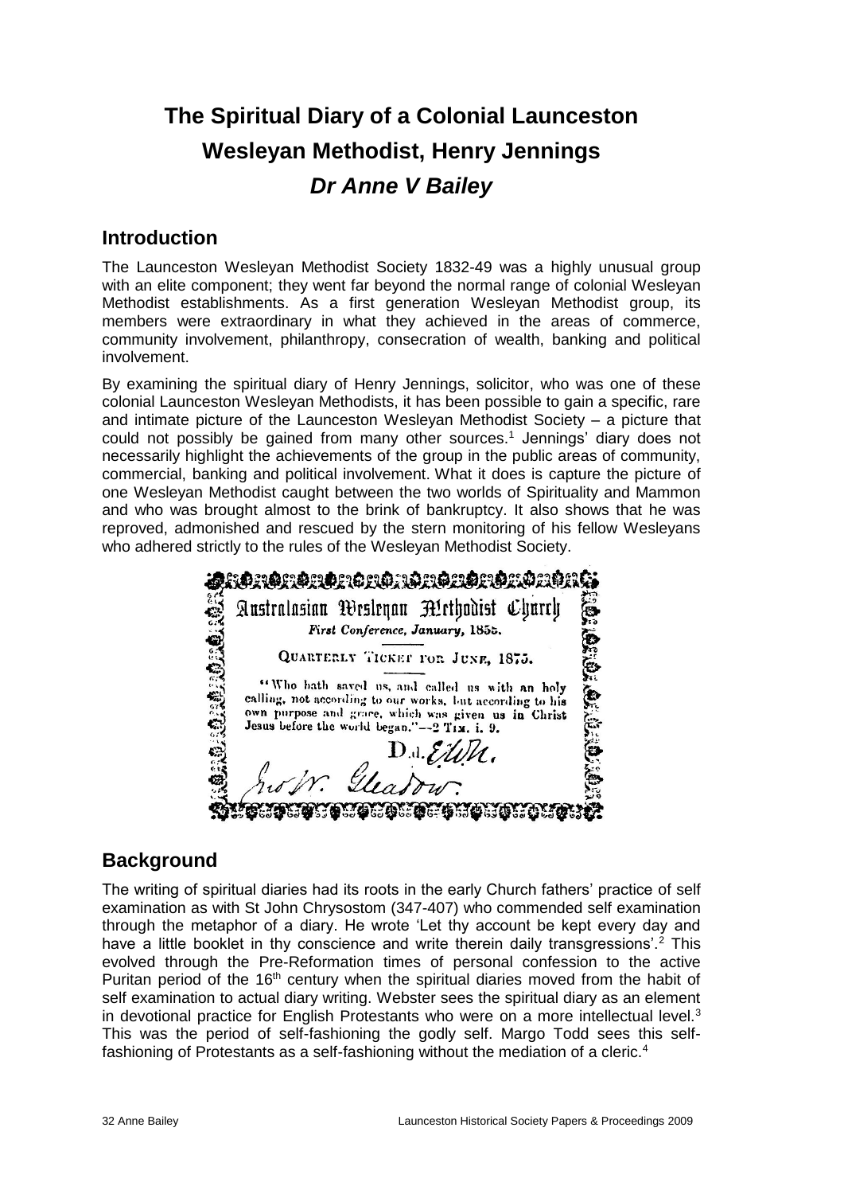# The Spiritual Diary of a Colonial Launceston Wesleyan Methodist, Henry Jennings

## *Dr Anne V Bailey*

## Introduction

The Launceston Wesleyan Methodist Society 1832-49 was a highly unusual group with an elite component; they went far beyond the normal range of colonial Wesleyan Methodist establishments. As a first generation Wesleyan Methodist group, its members were extraordinary in what they achieved in the areas of commerce, community involvement, philanthropy, consecration of wealth, banking and political involvement.

By examining the spiritual diary of Henry Jennings, solicitor, who was one of these colonial Launceston Wesleyan Methodists, it has been possible to gain a specific, rare and intimate picture of the Launceston Wesleyan Methodist Society – a picture that could not possibly be gained from many other sources.[1] Jennings' diary does not necessarily highlight the achievements of the group in the public areas of community, commercial, banking and political involvement. What it does is capture the picture of one Wesleyan Methodist caught between the two worlds of Spirituality and Mammon and who was brought almost to the brink of bankruptcy. It also shows that he was reproved, admonished and rescued by the stern monitoring of his fellow Wesleyans who adhered strictly to the rules of the Wesleyan Methodist Society.

Australasian Wesleyan Methodist Church
*First Conference, January, 1855.*
QUARTERLY TICKET FOR JUNE, 1875.
"Who hath saved us, and called us with an holy calling, not according to our works, but according to his own purpose and grace, which was given us in Christ Jesus before the world began."—2 TIM. i. 9.
D.d. EWN.
Jno W. Gleadow.

## Background

The writing of spiritual diaries had its roots in the early Church fathers' practice of self examination as with St John Chrysostom (347-407) who commended self examination through the metaphor of a diary. He wrote 'Let thy account be kept every day and have a little booklet in thy conscience and write therein daily transgressions'.[2] This evolved through the Pre-Reformation times of personal confession to the active Puritan period of the 16th century when the spiritual diaries moved from the habit of self examination to actual diary writing. Webster sees the spiritual diary as an element in devotional practice for English Protestants who were on a more intellectual level.[3] This was the period of self-fashioning the godly self. Margo Todd sees this self-fashioning of Protestants as a self-fashioning without the mediation of a cleric.[4]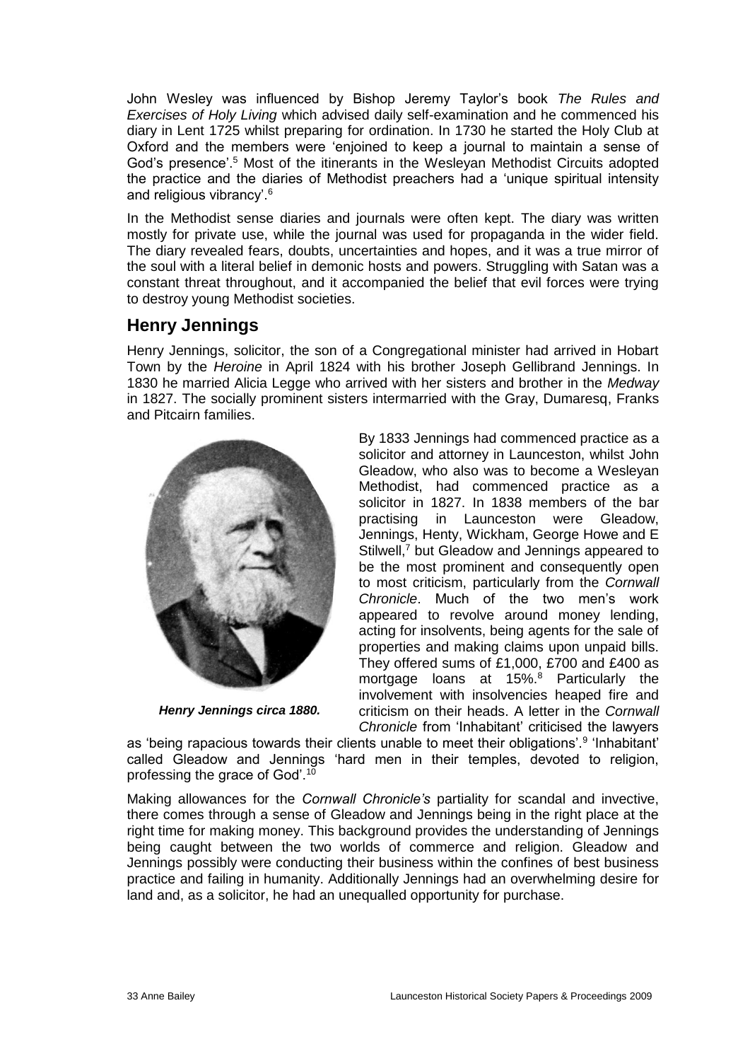John Wesley was influenced by Bishop Jeremy Taylor's book *The Rules and Exercises of Holy Living* which advised daily self-examination and he commenced his diary in Lent 1725 whilst preparing for ordination. In 1730 he started the Holy Club at Oxford and the members were 'enjoined to keep a journal to maintain a sense of God's presence'.[5] Most of the itinerants in the Wesleyan Methodist Circuits adopted the practice and the diaries of Methodist preachers had a 'unique spiritual intensity and religious vibrancy'.[6]

In the Methodist sense diaries and journals were often kept. The diary was written mostly for private use, while the journal was used for propaganda in the wider field. The diary revealed fears, doubts, uncertainties and hopes, and it was a true mirror of the soul with a literal belief in demonic hosts and powers. Struggling with Satan was a constant threat throughout, and it accompanied the belief that evil forces were trying to destroy young Methodist societies.

## Henry Jennings

Henry Jennings, solicitor, the son of a Congregational minister had arrived in Hobart Town by the *Heroine* in April 1824 with his brother Joseph Gellibrand Jennings. In 1830 he married Alicia Legge who arrived with her sisters and brother in the *Medway* in 1827. The socially prominent sisters intermarried with the Gray, Dumaresq, Franks and Pitcairn families.

***Henry Jennings circa 1880.***

By 1833 Jennings had commenced practice as a solicitor and attorney in Launceston, whilst John Gleadow, who also was to become a Wesleyan Methodist, had commenced practice as a solicitor in 1827. In 1838 members of the bar practising in Launceston were Gleadow, Jennings, Henty, Wickham, George Howe and E Stilwell,[7] but Gleadow and Jennings appeared to be the most prominent and consequently open to most criticism, particularly from the *Cornwall Chronicle*. Much of the two men's work appeared to revolve around money lending, acting for insolvents, being agents for the sale of properties and making claims upon unpaid bills. They offered sums of £1,000, £700 and £400 as mortgage loans at 15%.[8] Particularly the involvement with insolvencies heaped fire and criticism on their heads. A letter in the *Cornwall Chronicle* from 'Inhabitant' criticised the lawyers as 'being rapacious towards their clients unable to meet their obligations'.[9] 'Inhabitant' called Gleadow and Jennings 'hard men in their temples, devoted to religion, professing the grace of God'.[10]

Making allowances for the *Cornwall Chronicle's* partiality for scandal and invective, there comes through a sense of Gleadow and Jennings being in the right place at the right time for making money. This background provides the understanding of Jennings being caught between the two worlds of commerce and religion. Gleadow and Jennings possibly were conducting their business within the confines of best business practice and failing in humanity. Additionally Jennings had an overwhelming desire for land and, as a solicitor, he had an unequalled opportunity for purchase.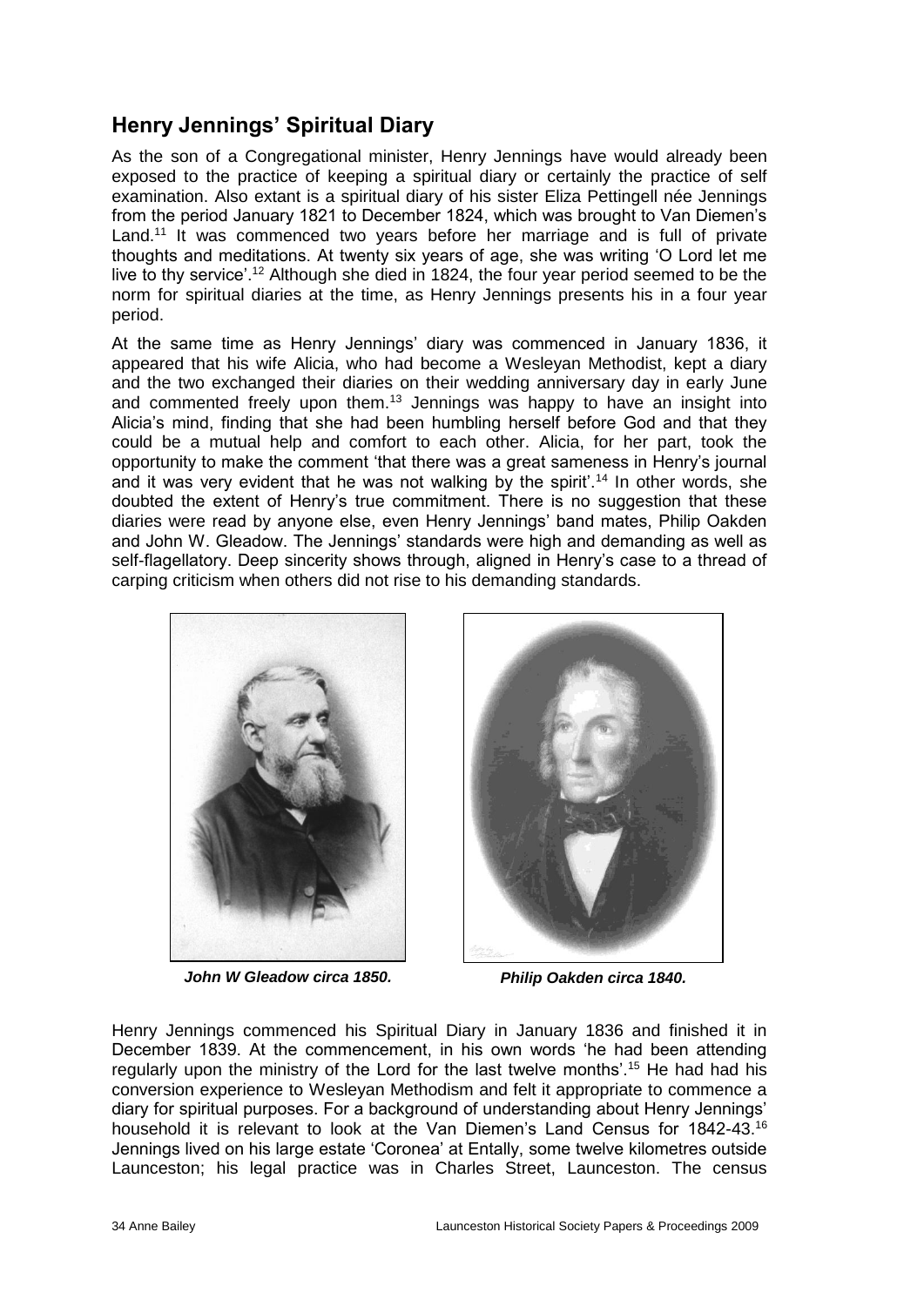## Henry Jennings' Spiritual Diary

As the son of a Congregational minister, Henry Jennings have would already been exposed to the practice of keeping a spiritual diary or certainly the practice of self examination. Also extant is a spiritual diary of his sister Eliza Pettingell née Jennings from the period January 1821 to December 1824, which was brought to Van Diemen's Land.[11] It was commenced two years before her marriage and is full of private thoughts and meditations. At twenty six years of age, she was writing 'O Lord let me live to thy service'.[12] Although she died in 1824, the four year period seemed to be the norm for spiritual diaries at the time, as Henry Jennings presents his in a four year period.

At the same time as Henry Jennings' diary was commenced in January 1836, it appeared that his wife Alicia, who had become a Wesleyan Methodist, kept a diary and the two exchanged their diaries on their wedding anniversary day in early June and commented freely upon them.[13] Jennings was happy to have an insight into Alicia's mind, finding that she had been humbling herself before God and that they could be a mutual help and comfort to each other. Alicia, for her part, took the opportunity to make the comment 'that there was a great sameness in Henry's journal and it was very evident that he was not walking by the spirit'.[14] In other words, she doubted the extent of Henry's true commitment. There is no suggestion that these diaries were read by anyone else, even Henry Jennings' band mates, Philip Oakden and John W. Gleadow. The Jennings' standards were high and demanding as well as self-flagellatory. Deep sincerity shows through, aligned in Henry's case to a thread of carping criticism when others did not rise to his demanding standards.

***John W Gleadow circa 1850.***

***Philip Oakden circa 1840.***

Henry Jennings commenced his Spiritual Diary in January 1836 and finished it in December 1839. At the commencement, in his own words 'he had been attending regularly upon the ministry of the Lord for the last twelve months'.[15] He had had his conversion experience to Wesleyan Methodism and felt it appropriate to commence a diary for spiritual purposes. For a background of understanding about Henry Jennings' household it is relevant to look at the Van Diemen's Land Census for 1842-43.[16] Jennings lived on his large estate 'Coronea' at Entally, some twelve kilometres outside Launceston; his legal practice was in Charles Street, Launceston. The census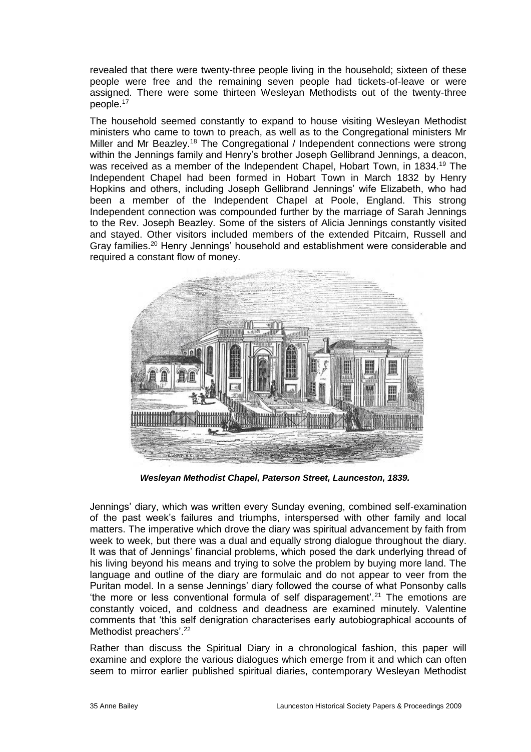revealed that there were twenty-three people living in the household; sixteen of these people were free and the remaining seven people had tickets-of-leave or were assigned. There were some thirteen Wesleyan Methodists out of the twenty-three people.[17]

The household seemed constantly to expand to house visiting Wesleyan Methodist ministers who came to town to preach, as well as to the Congregational ministers Mr Miller and Mr Beazley.[18] The Congregational / Independent connections were strong within the Jennings family and Henry's brother Joseph Gellibrand Jennings, a deacon, was received as a member of the Independent Chapel, Hobart Town, in 1834.[19] The Independent Chapel had been formed in Hobart Town in March 1832 by Henry Hopkins and others, including Joseph Gellibrand Jennings' wife Elizabeth, who had been a member of the Independent Chapel at Poole, England. This strong Independent connection was compounded further by the marriage of Sarah Jennings to the Rev. Joseph Beazley. Some of the sisters of Alicia Jennings constantly visited and stayed. Other visitors included members of the extended Pitcairn, Russell and Gray families.[20] Henry Jennings' household and establishment were considerable and required a constant flow of money.

***Wesleyan Methodist Chapel, Paterson Street, Launceston, 1839.***

Jennings' diary, which was written every Sunday evening, combined self-examination of the past week's failures and triumphs, interspersed with other family and local matters. The imperative which drove the diary was spiritual advancement by faith from week to week, but there was a dual and equally strong dialogue throughout the diary. It was that of Jennings' financial problems, which posed the dark underlying thread of his living beyond his means and trying to solve the problem by buying more land. The language and outline of the diary are formulaic and do not appear to veer from the Puritan model. In a sense Jennings' diary followed the course of what Ponsonby calls 'the more or less conventional formula of self disparagement'.[21] The emotions are constantly voiced, and coldness and deadness are examined minutely. Valentine comments that 'this self denigration characterises early autobiographical accounts of Methodist preachers'.[22]

Rather than discuss the Spiritual Diary in a chronological fashion, this paper will examine and explore the various dialogues which emerge from it and which can often seem to mirror earlier published spiritual diaries, contemporary Wesleyan Methodist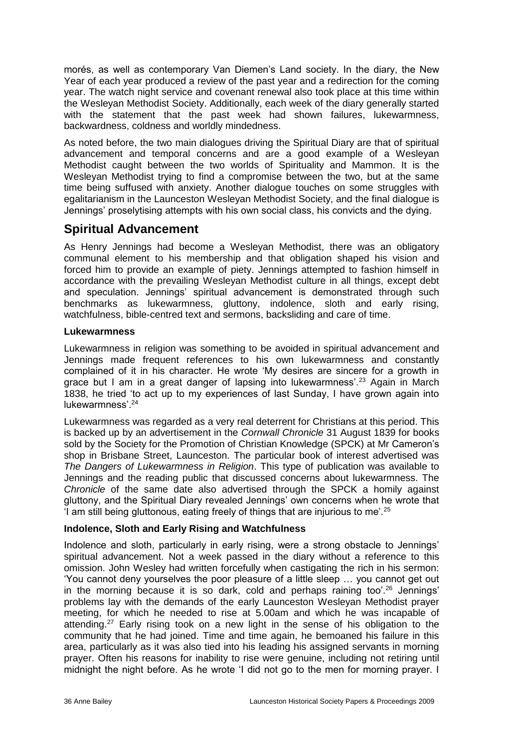morés, as well as contemporary Van Diemen's Land society. In the diary, the New Year of each year produced a review of the past year and a redirection for the coming year. The watch night service and covenant renewal also took place at this time within the Wesleyan Methodist Society. Additionally, each week of the diary generally started with the statement that the past week had shown failures, lukewarmness, backwardness, coldness and worldly mindedness.

As noted before, the two main dialogues driving the Spiritual Diary are that of spiritual advancement and temporal concerns and are a good example of a Wesleyan Methodist caught between the two worlds of Spirituality and Mammon. It is the Wesleyan Methodist trying to find a compromise between the two, but at the same time being suffused with anxiety. Another dialogue touches on some struggles with egalitarianism in the Launceston Wesleyan Methodist Society, and the final dialogue is Jennings' proselytising attempts with his own social class, his convicts and the dying.

## Spiritual Advancement

As Henry Jennings had become a Wesleyan Methodist, there was an obligatory communal element to his membership and that obligation shaped his vision and forced him to provide an example of piety. Jennings attempted to fashion himself in accordance with the prevailing Wesleyan Methodist culture in all things, except debt and speculation. Jennings' spiritual advancement is demonstrated through such benchmarks as lukewarmness, gluttony, indolence, sloth and early rising, watchfulness, bible-centred text and sermons, backsliding and care of time.

### Lukewarmness

Lukewarmness in religion was something to be avoided in spiritual advancement and Jennings made frequent references to his own lukewarmness and constantly complained of it in his character. He wrote 'My desires are sincere for a growth in grace but I am in a great danger of lapsing into lukewarmness'.[23] Again in March 1838, he tried 'to act up to my experiences of last Sunday, I have grown again into lukewarmness'.[24]

Lukewarmness was regarded as a very real deterrent for Christians at this period. This is backed up by an advertisement in the *Cornwall Chronicle* 31 August 1839 for books sold by the Society for the Promotion of Christian Knowledge (SPCK) at Mr Cameron's shop in Brisbane Street, Launceston. The particular book of interest advertised was *The Dangers of Lukewarmness in Religion*. This type of publication was available to Jennings and the reading public that discussed concerns about lukewarmness. The *Chronicle* of the same date also advertised through the SPCK a homily against gluttony, and the Spiritual Diary revealed Jennings' own concerns when he wrote that 'I am still being gluttonous, eating freely of things that are injurious to me'.[25]

### Indolence, Sloth and Early Rising and Watchfulness

Indolence and sloth, particularly in early rising, were a strong obstacle to Jennings' spiritual advancement. Not a week passed in the diary without a reference to this omission. John Wesley had written forcefully when castigating the rich in his sermon: 'You cannot deny yourselves the poor pleasure of a little sleep … you cannot get out in the morning because it is so dark, cold and perhaps raining too'.[26] Jennings' problems lay with the demands of the early Launceston Wesleyan Methodist prayer meeting, for which he needed to rise at 5.00am and which he was incapable of attending.[27] Early rising took on a new light in the sense of his obligation to the community that he had joined. Time and time again, he bemoaned his failure in this area, particularly as it was also tied into his leading his assigned servants in morning prayer. Often his reasons for inability to rise were genuine, including not retiring until midnight the night before. As he wrote 'I did not go to the men for morning prayer. I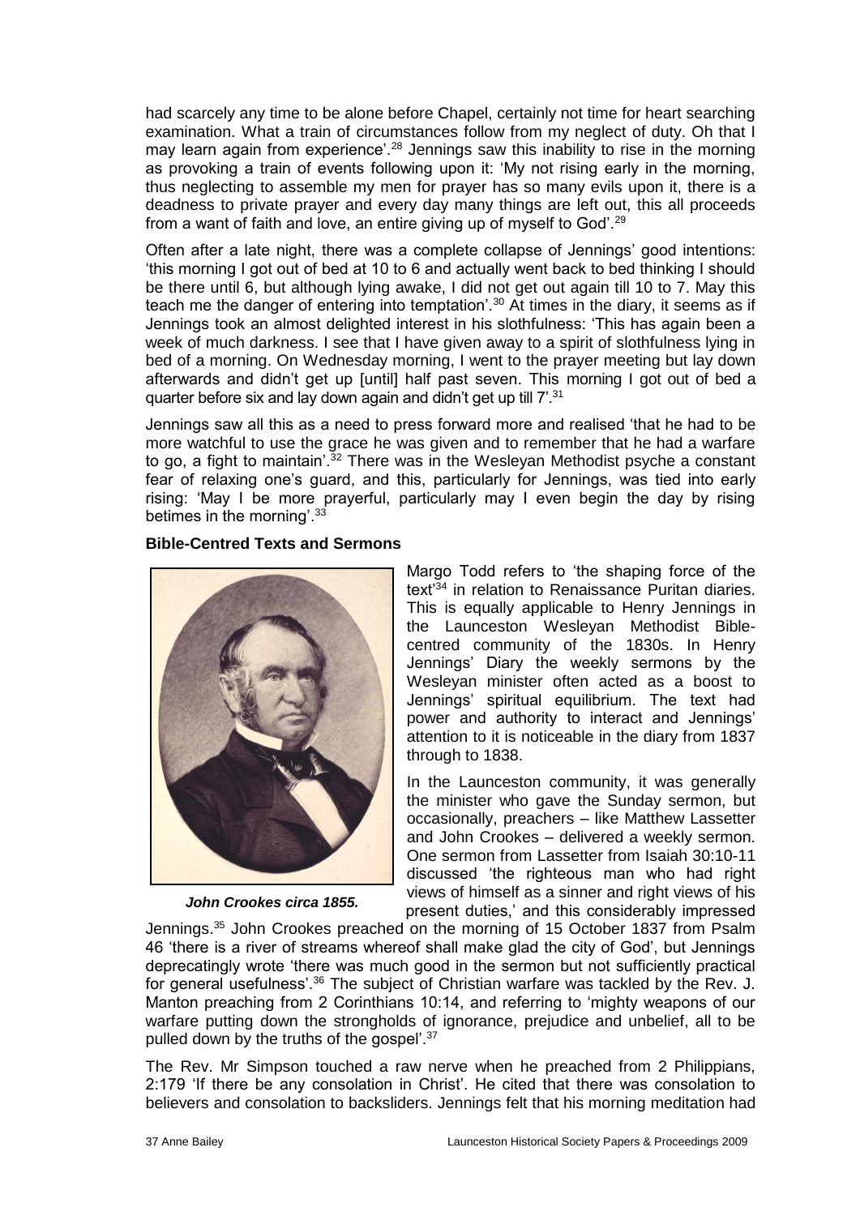had scarcely any time to be alone before Chapel, certainly not time for heart searching examination. What a train of circumstances follow from my neglect of duty. Oh that I may learn again from experience'.[28] Jennings saw this inability to rise in the morning as provoking a train of events following upon it: 'My not rising early in the morning, thus neglecting to assemble my men for prayer has so many evils upon it, there is a deadness to private prayer and every day many things are left out, this all proceeds from a want of faith and love, an entire giving up of myself to God'.[29]

Often after a late night, there was a complete collapse of Jennings' good intentions: 'this morning I got out of bed at 10 to 6 and actually went back to bed thinking I should be there until 6, but although lying awake, I did not get out again till 10 to 7. May this teach me the danger of entering into temptation'.[30] At times in the diary, it seems as if Jennings took an almost delighted interest in his slothfulness: 'This has again been a week of much darkness. I see that I have given away to a spirit of slothfulness lying in bed of a morning. On Wednesday morning, I went to the prayer meeting but lay down afterwards and didn't get up [until] half past seven. This morning I got out of bed a quarter before six and lay down again and didn't get up till 7'.[31]

Jennings saw all this as a need to press forward more and realised 'that he had to be more watchful to use the grace he was given and to remember that he had a warfare to go, a fight to maintain'.[32] There was in the Wesleyan Methodist psyche a constant fear of relaxing one's guard, and this, particularly for Jennings, was tied into early rising: 'May I be more prayerful, particularly may I even begin the day by rising betimes in the morning'.[33]

**Bible-Centred Texts and Sermons**

Margo Todd refers to 'the shaping force of the text'[34] in relation to Renaissance Puritan diaries. This is equally applicable to Henry Jennings in the Launceston Wesleyan Methodist Bible-centred community of the 1830s. In Henry Jennings' Diary the weekly sermons by the Wesleyan minister often acted as a boost to Jennings' spiritual equilibrium. The text had power and authority to interact and Jennings' attention to it is noticeable in the diary from 1837 through to 1838.

*John Crookes circa 1855.*

In the Launceston community, it was generally the minister who gave the Sunday sermon, but occasionally, preachers – like Matthew Lassetter and John Crookes – delivered a weekly sermon. One sermon from Lassetter from Isaiah 30:10-11 discussed 'the righteous man who had right views of himself as a sinner and right views of his present duties,' and this considerably impressed Jennings.[35] John Crookes preached on the morning of 15 October 1837 from Psalm 46 'there is a river of streams whereof shall make glad the city of God', but Jennings deprecatingly wrote 'there was much good in the sermon but not sufficiently practical for general usefulness'.[36] The subject of Christian warfare was tackled by the Rev. J. Manton preaching from 2 Corinthians 10:14, and referring to 'mighty weapons of our warfare putting down the strongholds of ignorance, prejudice and unbelief, all to be pulled down by the truths of the gospel'.[37]

The Rev. Mr Simpson touched a raw nerve when he preached from 2 Philippians, 2:179 'If there be any consolation in Christ'. He cited that there was consolation to believers and consolation to backsliders. Jennings felt that his morning meditation had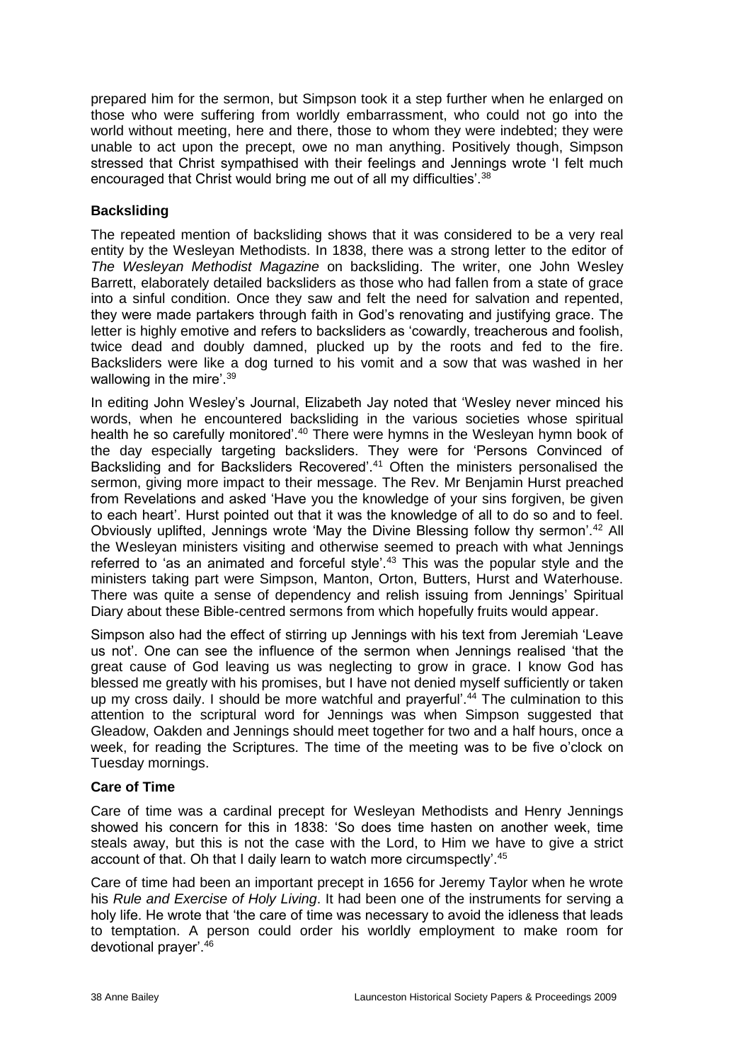prepared him for the sermon, but Simpson took it a step further when he enlarged on those who were suffering from worldly embarrassment, who could not go into the world without meeting, here and there, those to whom they were indebted; they were unable to act upon the precept, owe no man anything. Positively though, Simpson stressed that Christ sympathised with their feelings and Jennings wrote 'I felt much encouraged that Christ would bring me out of all my difficulties'.[38]

### Backsliding

The repeated mention of backsliding shows that it was considered to be a very real entity by the Wesleyan Methodists. In 1838, there was a strong letter to the editor of *The Wesleyan Methodist Magazine* on backsliding. The writer, one John Wesley Barrett, elaborately detailed backsliders as those who had fallen from a state of grace into a sinful condition. Once they saw and felt the need for salvation and repented, they were made partakers through faith in God's renovating and justifying grace. The letter is highly emotive and refers to backsliders as 'cowardly, treacherous and foolish, twice dead and doubly damned, plucked up by the roots and fed to the fire. Backsliders were like a dog turned to his vomit and a sow that was washed in her wallowing in the mire'.[39]

In editing John Wesley's Journal, Elizabeth Jay noted that 'Wesley never minced his words, when he encountered backsliding in the various societies whose spiritual health he so carefully monitored'.[40] There were hymns in the Wesleyan hymn book of the day especially targeting backsliders. They were for 'Persons Convinced of Backsliding and for Backsliders Recovered'.[41] Often the ministers personalised the sermon, giving more impact to their message. The Rev. Mr Benjamin Hurst preached from Revelations and asked 'Have you the knowledge of your sins forgiven, be given to each heart'. Hurst pointed out that it was the knowledge of all to do so and to feel. Obviously uplifted, Jennings wrote 'May the Divine Blessing follow thy sermon'.[42] All the Wesleyan ministers visiting and otherwise seemed to preach with what Jennings referred to 'as an animated and forceful style'.[43] This was the popular style and the ministers taking part were Simpson, Manton, Orton, Butters, Hurst and Waterhouse. There was quite a sense of dependency and relish issuing from Jennings' Spiritual Diary about these Bible-centred sermons from which hopefully fruits would appear.

Simpson also had the effect of stirring up Jennings with his text from Jeremiah 'Leave us not'. One can see the influence of the sermon when Jennings realised 'that the great cause of God leaving us was neglecting to grow in grace. I know God has blessed me greatly with his promises, but I have not denied myself sufficiently or taken up my cross daily. I should be more watchful and prayerful'.[44] The culmination to this attention to the scriptural word for Jennings was when Simpson suggested that Gleadow, Oakden and Jennings should meet together for two and a half hours, once a week, for reading the Scriptures. The time of the meeting was to be five o'clock on Tuesday mornings.

### Care of Time

Care of time was a cardinal precept for Wesleyan Methodists and Henry Jennings showed his concern for this in 1838: 'So does time hasten on another week, time steals away, but this is not the case with the Lord, to Him we have to give a strict account of that. Oh that I daily learn to watch more circumspectly'.[45]

Care of time had been an important precept in 1656 for Jeremy Taylor when he wrote his *Rule and Exercise of Holy Living*. It had been one of the instruments for serving a holy life. He wrote that 'the care of time was necessary to avoid the idleness that leads to temptation. A person could order his worldly employment to make room for devotional prayer'.[46]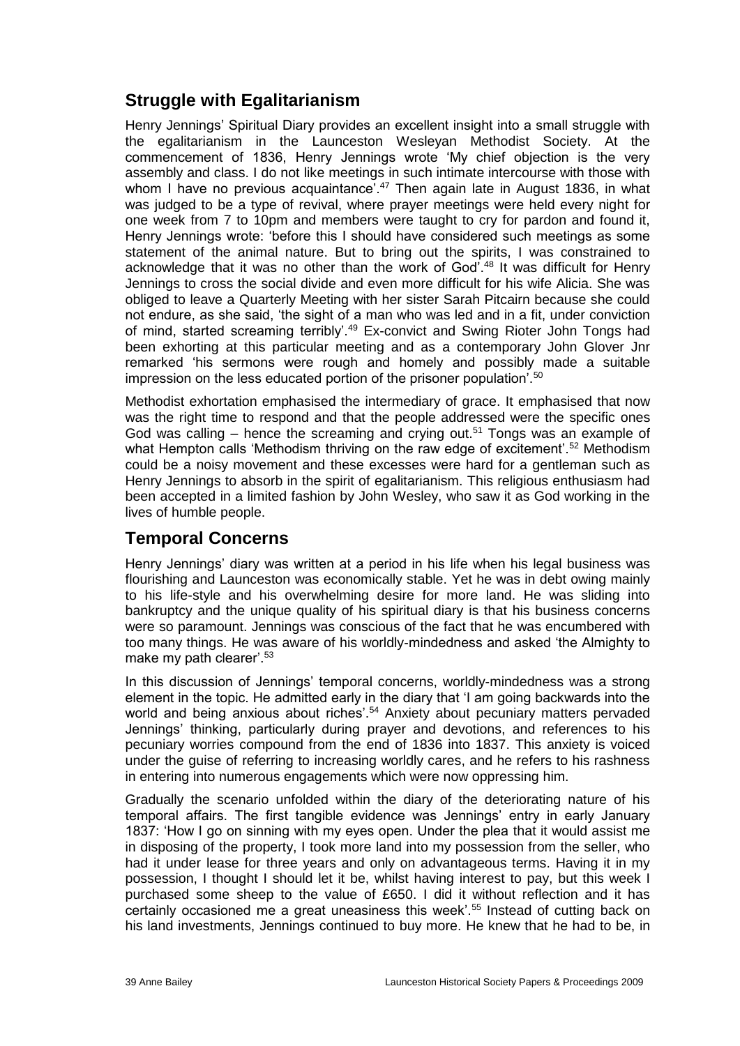## Struggle with Egalitarianism

Henry Jennings' Spiritual Diary provides an excellent insight into a small struggle with the egalitarianism in the Launceston Wesleyan Methodist Society. At the commencement of 1836, Henry Jennings wrote 'My chief objection is the very assembly and class. I do not like meetings in such intimate intercourse with those with whom I have no previous acquaintance'.[47] Then again late in August 1836, in what was judged to be a type of revival, where prayer meetings were held every night for one week from 7 to 10pm and members were taught to cry for pardon and found it, Henry Jennings wrote: 'before this I should have considered such meetings as some statement of the animal nature. But to bring out the spirits, I was constrained to acknowledge that it was no other than the work of God'.[48] It was difficult for Henry Jennings to cross the social divide and even more difficult for his wife Alicia. She was obliged to leave a Quarterly Meeting with her sister Sarah Pitcairn because she could not endure, as she said, 'the sight of a man who was led and in a fit, under conviction of mind, started screaming terribly'.[49] Ex-convict and Swing Rioter John Tongs had been exhorting at this particular meeting and as a contemporary John Glover Jnr remarked 'his sermons were rough and homely and possibly made a suitable impression on the less educated portion of the prisoner population'.[50]

Methodist exhortation emphasised the intermediary of grace. It emphasised that now was the right time to respond and that the people addressed were the specific ones God was calling – hence the screaming and crying out.[51] Tongs was an example of what Hempton calls 'Methodism thriving on the raw edge of excitement'.[52] Methodism could be a noisy movement and these excesses were hard for a gentleman such as Henry Jennings to absorb in the spirit of egalitarianism. This religious enthusiasm had been accepted in a limited fashion by John Wesley, who saw it as God working in the lives of humble people.

## Temporal Concerns

Henry Jennings' diary was written at a period in his life when his legal business was flourishing and Launceston was economically stable. Yet he was in debt owing mainly to his life-style and his overwhelming desire for more land. He was sliding into bankruptcy and the unique quality of his spiritual diary is that his business concerns were so paramount. Jennings was conscious of the fact that he was encumbered with too many things. He was aware of his worldly-mindedness and asked 'the Almighty to make my path clearer'.[53]

In this discussion of Jennings' temporal concerns, worldly-mindedness was a strong element in the topic. He admitted early in the diary that 'I am going backwards into the world and being anxious about riches'.[54] Anxiety about pecuniary matters pervaded Jennings' thinking, particularly during prayer and devotions, and references to his pecuniary worries compound from the end of 1836 into 1837. This anxiety is voiced under the guise of referring to increasing worldly cares, and he refers to his rashness in entering into numerous engagements which were now oppressing him.

Gradually the scenario unfolded within the diary of the deteriorating nature of his temporal affairs. The first tangible evidence was Jennings' entry in early January 1837: 'How I go on sinning with my eyes open. Under the plea that it would assist me in disposing of the property, I took more land into my possession from the seller, who had it under lease for three years and only on advantageous terms. Having it in my possession, I thought I should let it be, whilst having interest to pay, but this week I purchased some sheep to the value of £650. I did it without reflection and it has certainly occasioned me a great uneasiness this week'.[55] Instead of cutting back on his land investments, Jennings continued to buy more. He knew that he had to be, in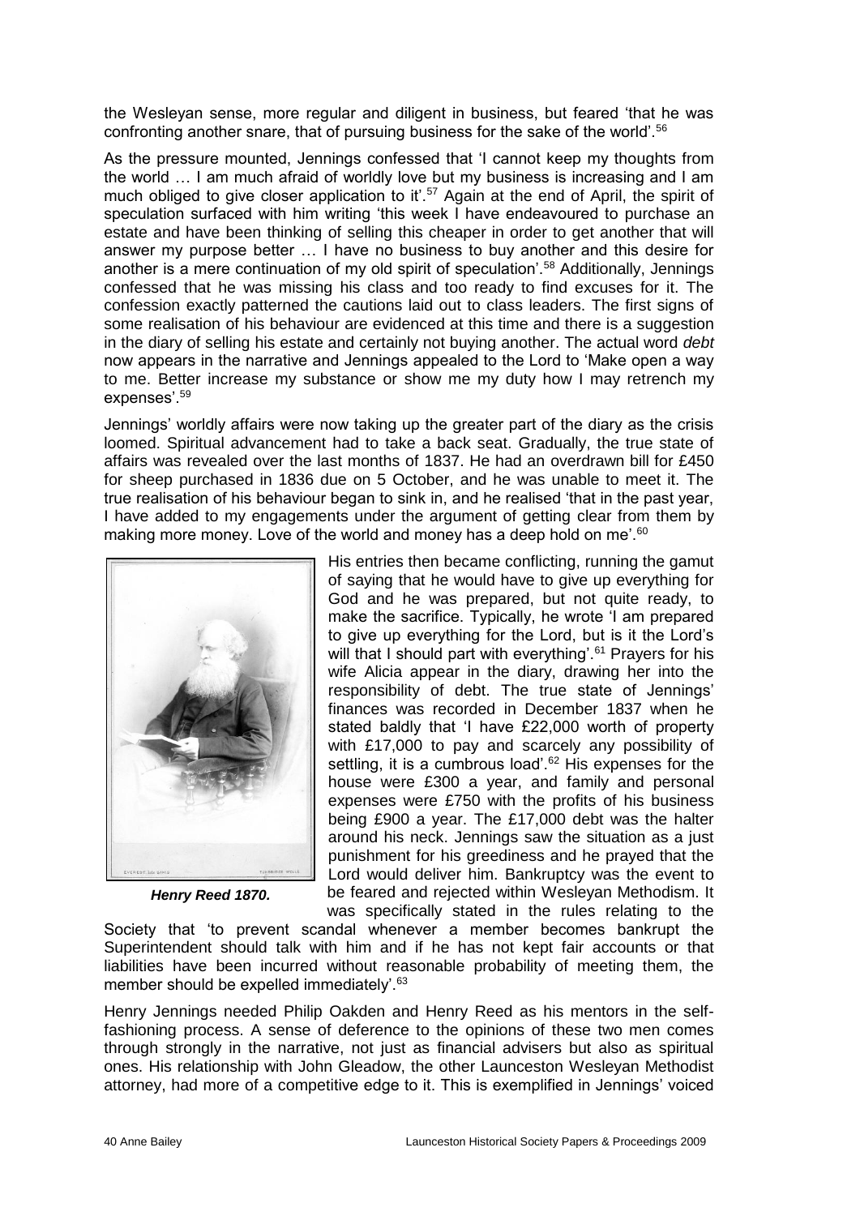the Wesleyan sense, more regular and diligent in business, but feared 'that he was confronting another snare, that of pursuing business for the sake of the world'.[56]

As the pressure mounted, Jennings confessed that 'I cannot keep my thoughts from the world … I am much afraid of worldly love but my business is increasing and I am much obliged to give closer application to it'.[57] Again at the end of April, the spirit of speculation surfaced with him writing 'this week I have endeavoured to purchase an estate and have been thinking of selling this cheaper in order to get another that will answer my purpose better … I have no business to buy another and this desire for another is a mere continuation of my old spirit of speculation'.[58] Additionally, Jennings confessed that he was missing his class and too ready to find excuses for it. The confession exactly patterned the cautions laid out to class leaders. The first signs of some realisation of his behaviour are evidenced at this time and there is a suggestion in the diary of selling his estate and certainly not buying another. The actual word *debt* now appears in the narrative and Jennings appealed to the Lord to 'Make open a way to me. Better increase my substance or show me my duty how I may retrench my expenses'.[59]

Jennings' worldly affairs were now taking up the greater part of the diary as the crisis loomed. Spiritual advancement had to take a back seat. Gradually, the true state of affairs was revealed over the last months of 1837. He had an overdrawn bill for £450 for sheep purchased in 1836 due on 5 October, and he was unable to meet it. The true realisation of his behaviour began to sink in, and he realised 'that in the past year, I have added to my engagements under the argument of getting clear from them by making more money. Love of the world and money has a deep hold on me'.[60]

His entries then became conflicting, running the gamut of saying that he would have to give up everything for God and he was prepared, but not quite ready, to make the sacrifice. Typically, he wrote 'I am prepared to give up everything for the Lord, but is it the Lord's will that I should part with everything'.[61] Prayers for his wife Alicia appear in the diary, drawing her into the responsibility of debt. The true state of Jennings' finances was recorded in December 1837 when he stated baldly that 'I have £22,000 worth of property with £17,000 to pay and scarcely any possibility of settling, it is a cumbrous load'.[62] His expenses for the house were £300 a year, and family and personal expenses were £750 with the profits of his business being £900 a year. The £17,000 debt was the halter around his neck. Jennings saw the situation as a just punishment for his greediness and he prayed that the Lord would deliver him. Bankruptcy was the event to be feared and rejected within Wesleyan Methodism. It was specifically stated in the rules relating to the Society that 'to prevent scandal whenever a member becomes bankrupt the Superintendent should talk with him and if he has not kept fair accounts or that liabilities have been incurred without reasonable probability of meeting them, the member should be expelled immediately'.[63]

***Henry Reed 1870.***

Henry Jennings needed Philip Oakden and Henry Reed as his mentors in the self-fashioning process. A sense of deference to the opinions of these two men comes through strongly in the narrative, not just as financial advisers but also as spiritual ones. His relationship with John Gleadow, the other Launceston Wesleyan Methodist attorney, had more of a competitive edge to it. This is exemplified in Jennings' voiced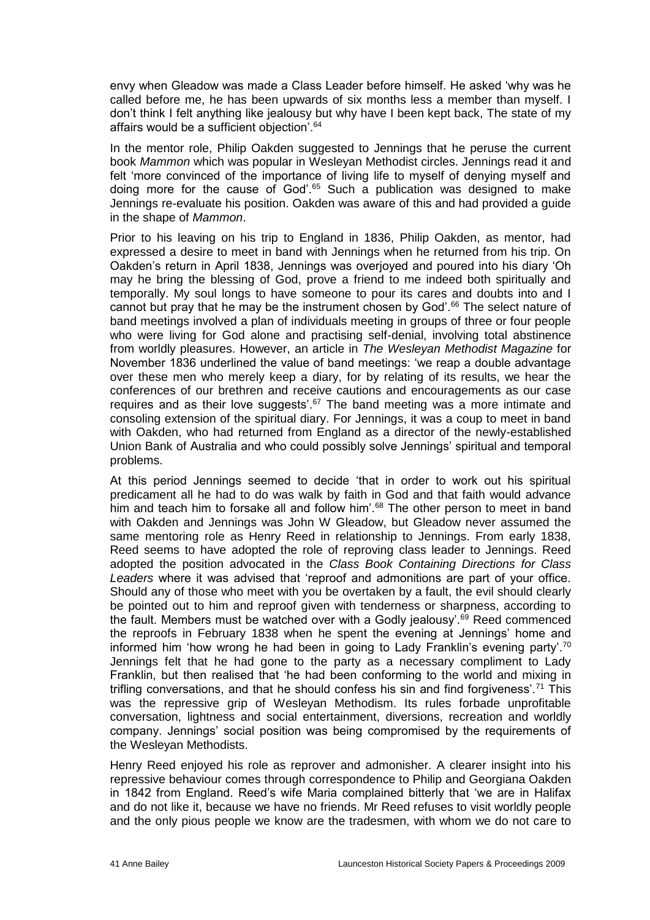envy when Gleadow was made a Class Leader before himself. He asked 'why was he called before me, he has been upwards of six months less a member than myself. I don't think I felt anything like jealousy but why have I been kept back, The state of my affairs would be a sufficient objection'.[64]

In the mentor role, Philip Oakden suggested to Jennings that he peruse the current book *Mammon* which was popular in Wesleyan Methodist circles. Jennings read it and felt 'more convinced of the importance of living life to myself of denying myself and doing more for the cause of God'.[65] Such a publication was designed to make Jennings re-evaluate his position. Oakden was aware of this and had provided a guide in the shape of *Mammon*.

Prior to his leaving on his trip to England in 1836, Philip Oakden, as mentor, had expressed a desire to meet in band with Jennings when he returned from his trip. On Oakden's return in April 1838, Jennings was overjoyed and poured into his diary 'Oh may he bring the blessing of God, prove a friend to me indeed both spiritually and temporally. My soul longs to have someone to pour its cares and doubts into and I cannot but pray that he may be the instrument chosen by God'.[66] The select nature of band meetings involved a plan of individuals meeting in groups of three or four people who were living for God alone and practising self-denial, involving total abstinence from worldly pleasures. However, an article in *The Wesleyan Methodist Magazine* for November 1836 underlined the value of band meetings: 'we reap a double advantage over these men who merely keep a diary, for by relating of its results, we hear the conferences of our brethren and receive cautions and encouragements as our case requires and as their love suggests'.[67] The band meeting was a more intimate and consoling extension of the spiritual diary. For Jennings, it was a coup to meet in band with Oakden, who had returned from England as a director of the newly-established Union Bank of Australia and who could possibly solve Jennings' spiritual and temporal problems.

At this period Jennings seemed to decide 'that in order to work out his spiritual predicament all he had to do was walk by faith in God and that faith would advance him and teach him to forsake all and follow him'.[68] The other person to meet in band with Oakden and Jennings was John W Gleadow, but Gleadow never assumed the same mentoring role as Henry Reed in relationship to Jennings. From early 1838, Reed seems to have adopted the role of reproving class leader to Jennings. Reed adopted the position advocated in the *Class Book Containing Directions for Class Leaders* where it was advised that 'reproof and admonitions are part of your office. Should any of those who meet with you be overtaken by a fault, the evil should clearly be pointed out to him and reproof given with tenderness or sharpness, according to the fault. Members must be watched over with a Godly jealousy'.[69] Reed commenced the reproofs in February 1838 when he spent the evening at Jennings' home and informed him 'how wrong he had been in going to Lady Franklin's evening party'.[70] Jennings felt that he had gone to the party as a necessary compliment to Lady Franklin, but then realised that 'he had been conforming to the world and mixing in trifling conversations, and that he should confess his sin and find forgiveness'.[71] This was the repressive grip of Wesleyan Methodism. Its rules forbade unprofitable conversation, lightness and social entertainment, diversions, recreation and worldly company. Jennings' social position was being compromised by the requirements of the Wesleyan Methodists.

Henry Reed enjoyed his role as reprover and admonisher. A clearer insight into his repressive behaviour comes through correspondence to Philip and Georgiana Oakden in 1842 from England. Reed's wife Maria complained bitterly that 'we are in Halifax and do not like it, because we have no friends. Mr Reed refuses to visit worldly people and the only pious people we know are the tradesmen, with whom we do not care to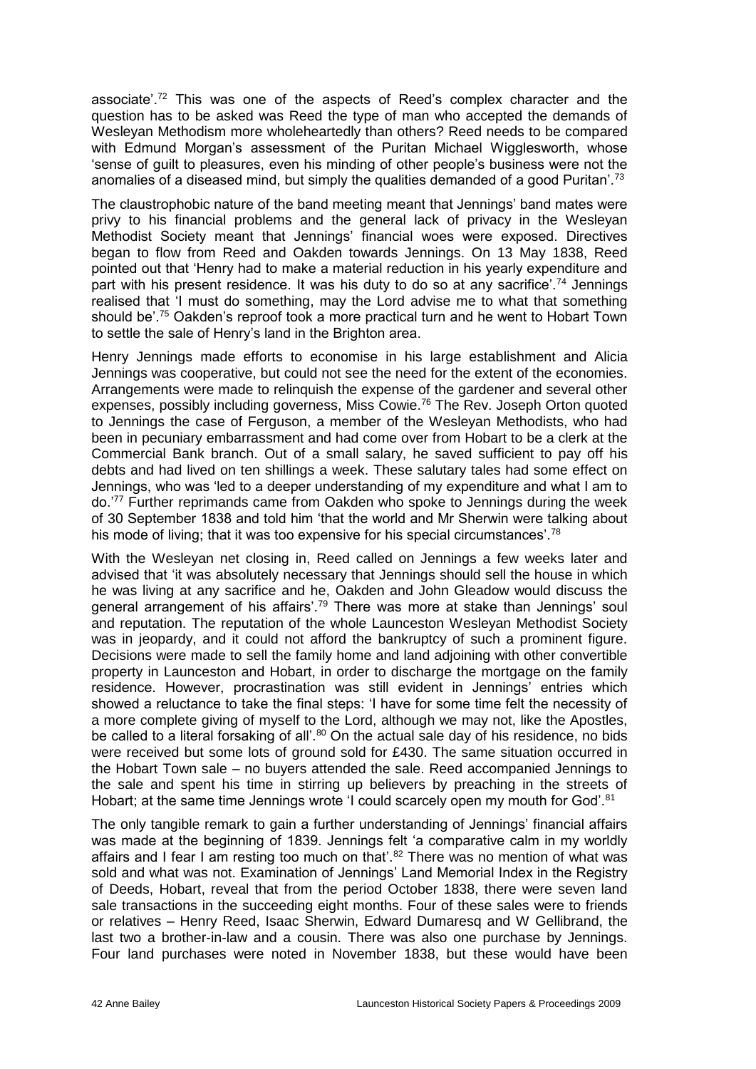associate'.[72] This was one of the aspects of Reed's complex character and the question has to be asked was Reed the type of man who accepted the demands of Wesleyan Methodism more wholeheartedly than others? Reed needs to be compared with Edmund Morgan's assessment of the Puritan Michael Wigglesworth, whose 'sense of guilt to pleasures, even his minding of other people's business were not the anomalies of a diseased mind, but simply the qualities demanded of a good Puritan'.[73]

The claustrophobic nature of the band meeting meant that Jennings' band mates were privy to his financial problems and the general lack of privacy in the Wesleyan Methodist Society meant that Jennings' financial woes were exposed. Directives began to flow from Reed and Oakden towards Jennings. On 13 May 1838, Reed pointed out that 'Henry had to make a material reduction in his yearly expenditure and part with his present residence. It was his duty to do so at any sacrifice'.[74] Jennings realised that 'I must do something, may the Lord advise me to what that something should be'.[75] Oakden's reproof took a more practical turn and he went to Hobart Town to settle the sale of Henry's land in the Brighton area.

Henry Jennings made efforts to economise in his large establishment and Alicia Jennings was cooperative, but could not see the need for the extent of the economies. Arrangements were made to relinquish the expense of the gardener and several other expenses, possibly including governess, Miss Cowie.[76] The Rev. Joseph Orton quoted to Jennings the case of Ferguson, a member of the Wesleyan Methodists, who had been in pecuniary embarrassment and had come over from Hobart to be a clerk at the Commercial Bank branch. Out of a small salary, he saved sufficient to pay off his debts and had lived on ten shillings a week. These salutary tales had some effect on Jennings, who was 'led to a deeper understanding of my expenditure and what I am to do.'[77] Further reprimands came from Oakden who spoke to Jennings during the week of 30 September 1838 and told him 'that the world and Mr Sherwin were talking about his mode of living; that it was too expensive for his special circumstances'.[78]

With the Wesleyan net closing in, Reed called on Jennings a few weeks later and advised that 'it was absolutely necessary that Jennings should sell the house in which he was living at any sacrifice and he, Oakden and John Gleadow would discuss the general arrangement of his affairs'.[79] There was more at stake than Jennings' soul and reputation. The reputation of the whole Launceston Wesleyan Methodist Society was in jeopardy, and it could not afford the bankruptcy of such a prominent figure. Decisions were made to sell the family home and land adjoining with other convertible property in Launceston and Hobart, in order to discharge the mortgage on the family residence. However, procrastination was still evident in Jennings' entries which showed a reluctance to take the final steps: 'I have for some time felt the necessity of a more complete giving of myself to the Lord, although we may not, like the Apostles, be called to a literal forsaking of all'.[80] On the actual sale day of his residence, no bids were received but some lots of ground sold for £430. The same situation occurred in the Hobart Town sale – no buyers attended the sale. Reed accompanied Jennings to the sale and spent his time in stirring up believers by preaching in the streets of Hobart; at the same time Jennings wrote 'I could scarcely open my mouth for God'.[81]

The only tangible remark to gain a further understanding of Jennings' financial affairs was made at the beginning of 1839. Jennings felt 'a comparative calm in my worldly affairs and I fear I am resting too much on that'.[82] There was no mention of what was sold and what was not. Examination of Jennings' Land Memorial Index in the Registry of Deeds, Hobart, reveal that from the period October 1838, there were seven land sale transactions in the succeeding eight months. Four of these sales were to friends or relatives – Henry Reed, Isaac Sherwin, Edward Dumaresq and W Gellibrand, the last two a brother-in-law and a cousin. There was also one purchase by Jennings. Four land purchases were noted in November 1838, but these would have been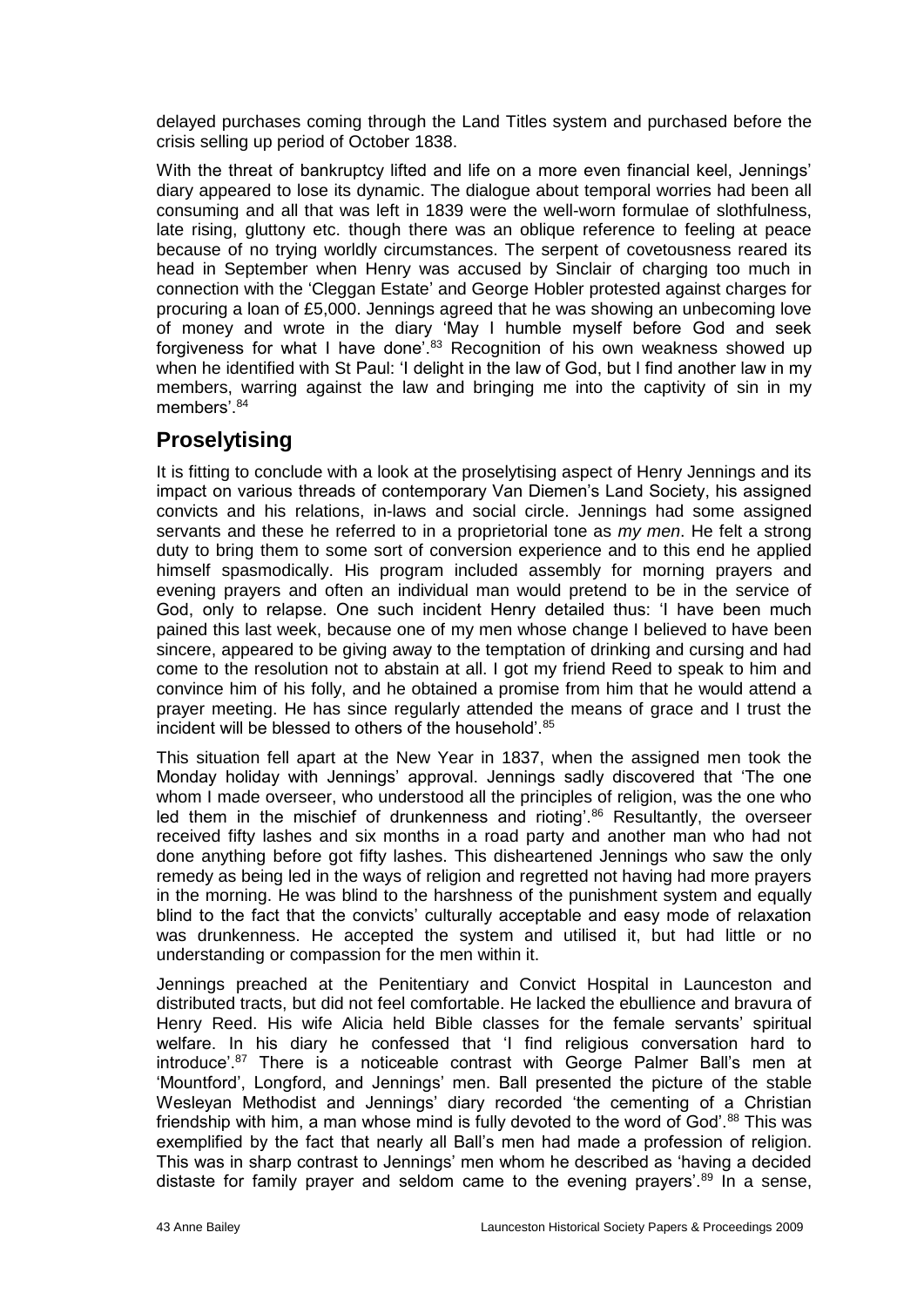delayed purchases coming through the Land Titles system and purchased before the crisis selling up period of October 1838.

With the threat of bankruptcy lifted and life on a more even financial keel, Jennings' diary appeared to lose its dynamic. The dialogue about temporal worries had been all consuming and all that was left in 1839 were the well-worn formulae of slothfulness, late rising, gluttony etc. though there was an oblique reference to feeling at peace because of no trying worldly circumstances. The serpent of covetousness reared its head in September when Henry was accused by Sinclair of charging too much in connection with the 'Cleggan Estate' and George Hobler protested against charges for procuring a loan of £5,000. Jennings agreed that he was showing an unbecoming love of money and wrote in the diary 'May I humble myself before God and seek forgiveness for what I have done'.[83] Recognition of his own weakness showed up when he identified with St Paul: 'I delight in the law of God, but I find another law in my members, warring against the law and bringing me into the captivity of sin in my members'.[84]

## Proselytising

It is fitting to conclude with a look at the proselytising aspect of Henry Jennings and its impact on various threads of contemporary Van Diemen's Land Society, his assigned convicts and his relations, in-laws and social circle. Jennings had some assigned servants and these he referred to in a proprietorial tone as *my men*. He felt a strong duty to bring them to some sort of conversion experience and to this end he applied himself spasmodically. His program included assembly for morning prayers and evening prayers and often an individual man would pretend to be in the service of God, only to relapse. One such incident Henry detailed thus: 'I have been much pained this last week, because one of my men whose change I believed to have been sincere, appeared to be giving away to the temptation of drinking and cursing and had come to the resolution not to abstain at all. I got my friend Reed to speak to him and convince him of his folly, and he obtained a promise from him that he would attend a prayer meeting. He has since regularly attended the means of grace and I trust the incident will be blessed to others of the household'.[85]

This situation fell apart at the New Year in 1837, when the assigned men took the Monday holiday with Jennings' approval. Jennings sadly discovered that 'The one whom I made overseer, who understood all the principles of religion, was the one who led them in the mischief of drunkenness and rioting'.[86] Resultantly, the overseer received fifty lashes and six months in a road party and another man who had not done anything before got fifty lashes. This disheartened Jennings who saw the only remedy as being led in the ways of religion and regretted not having had more prayers in the morning. He was blind to the harshness of the punishment system and equally blind to the fact that the convicts' culturally acceptable and easy mode of relaxation was drunkenness. He accepted the system and utilised it, but had little or no understanding or compassion for the men within it.

Jennings preached at the Penitentiary and Convict Hospital in Launceston and distributed tracts, but did not feel comfortable. He lacked the ebullience and bravura of Henry Reed. His wife Alicia held Bible classes for the female servants' spiritual welfare. In his diary he confessed that 'I find religious conversation hard to introduce'.[87] There is a noticeable contrast with George Palmer Ball's men at 'Mountford', Longford, and Jennings' men. Ball presented the picture of the stable Wesleyan Methodist and Jennings' diary recorded 'the cementing of a Christian friendship with him, a man whose mind is fully devoted to the word of God'.[88] This was exemplified by the fact that nearly all Ball's men had made a profession of religion. This was in sharp contrast to Jennings' men whom he described as 'having a decided distaste for family prayer and seldom came to the evening prayers'.[89] In a sense,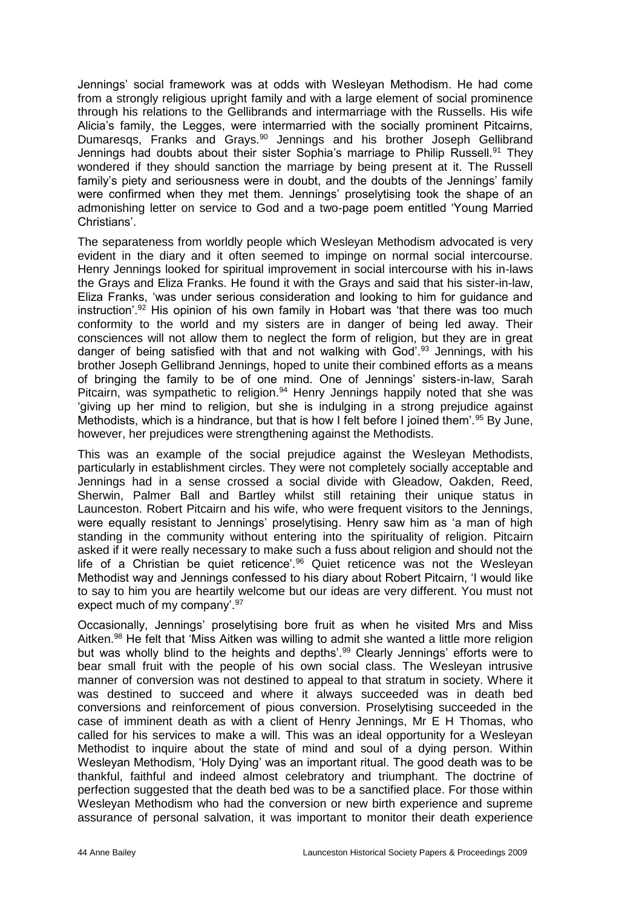Jennings' social framework was at odds with Wesleyan Methodism. He had come from a strongly religious upright family and with a large element of social prominence through his relations to the Gellibrands and intermarriage with the Russells. His wife Alicia's family, the Legges, were intermarried with the socially prominent Pitcairns, Dumaresqs, Franks and Grays.[90] Jennings and his brother Joseph Gellibrand Jennings had doubts about their sister Sophia's marriage to Philip Russell.[91] They wondered if they should sanction the marriage by being present at it. The Russell family's piety and seriousness were in doubt, and the doubts of the Jennings' family were confirmed when they met them. Jennings' proselytising took the shape of an admonishing letter on service to God and a two-page poem entitled 'Young Married Christians'.

The separateness from worldly people which Wesleyan Methodism advocated is very evident in the diary and it often seemed to impinge on normal social intercourse. Henry Jennings looked for spiritual improvement in social intercourse with his in-laws the Grays and Eliza Franks. He found it with the Grays and said that his sister-in-law, Eliza Franks, 'was under serious consideration and looking to him for guidance and instruction'.[92] His opinion of his own family in Hobart was 'that there was too much conformity to the world and my sisters are in danger of being led away. Their consciences will not allow them to neglect the form of religion, but they are in great danger of being satisfied with that and not walking with God'.[93] Jennings, with his brother Joseph Gellibrand Jennings, hoped to unite their combined efforts as a means of bringing the family to be of one mind. One of Jennings' sisters-in-law, Sarah Pitcairn, was sympathetic to religion.[94] Henry Jennings happily noted that she was 'giving up her mind to religion, but she is indulging in a strong prejudice against Methodists, which is a hindrance, but that is how I felt before I joined them'.[95] By June, however, her prejudices were strengthening against the Methodists.

This was an example of the social prejudice against the Wesleyan Methodists, particularly in establishment circles. They were not completely socially acceptable and Jennings had in a sense crossed a social divide with Gleadow, Oakden, Reed, Sherwin, Palmer Ball and Bartley whilst still retaining their unique status in Launceston. Robert Pitcairn and his wife, who were frequent visitors to the Jennings, were equally resistant to Jennings' proselytising. Henry saw him as 'a man of high standing in the community without entering into the spirituality of religion. Pitcairn asked if it were really necessary to make such a fuss about religion and should not the life of a Christian be quiet reticence'.[96] Quiet reticence was not the Wesleyan Methodist way and Jennings confessed to his diary about Robert Pitcairn, 'I would like to say to him you are heartily welcome but our ideas are very different. You must not expect much of my company'.[97]

Occasionally, Jennings' proselytising bore fruit as when he visited Mrs and Miss Aitken.[98] He felt that 'Miss Aitken was willing to admit she wanted a little more religion but was wholly blind to the heights and depths'.[99] Clearly Jennings' efforts were to bear small fruit with the people of his own social class. The Wesleyan intrusive manner of conversion was not destined to appeal to that stratum in society. Where it was destined to succeed and where it always succeeded was in death bed conversions and reinforcement of pious conversion. Proselytising succeeded in the case of imminent death as with a client of Henry Jennings, Mr E H Thomas, who called for his services to make a will. This was an ideal opportunity for a Wesleyan Methodist to inquire about the state of mind and soul of a dying person. Within Wesleyan Methodism, 'Holy Dying' was an important ritual. The good death was to be thankful, faithful and indeed almost celebratory and triumphant. The doctrine of perfection suggested that the death bed was to be a sanctified place. For those within Wesleyan Methodism who had the conversion or new birth experience and supreme assurance of personal salvation, it was important to monitor their death experience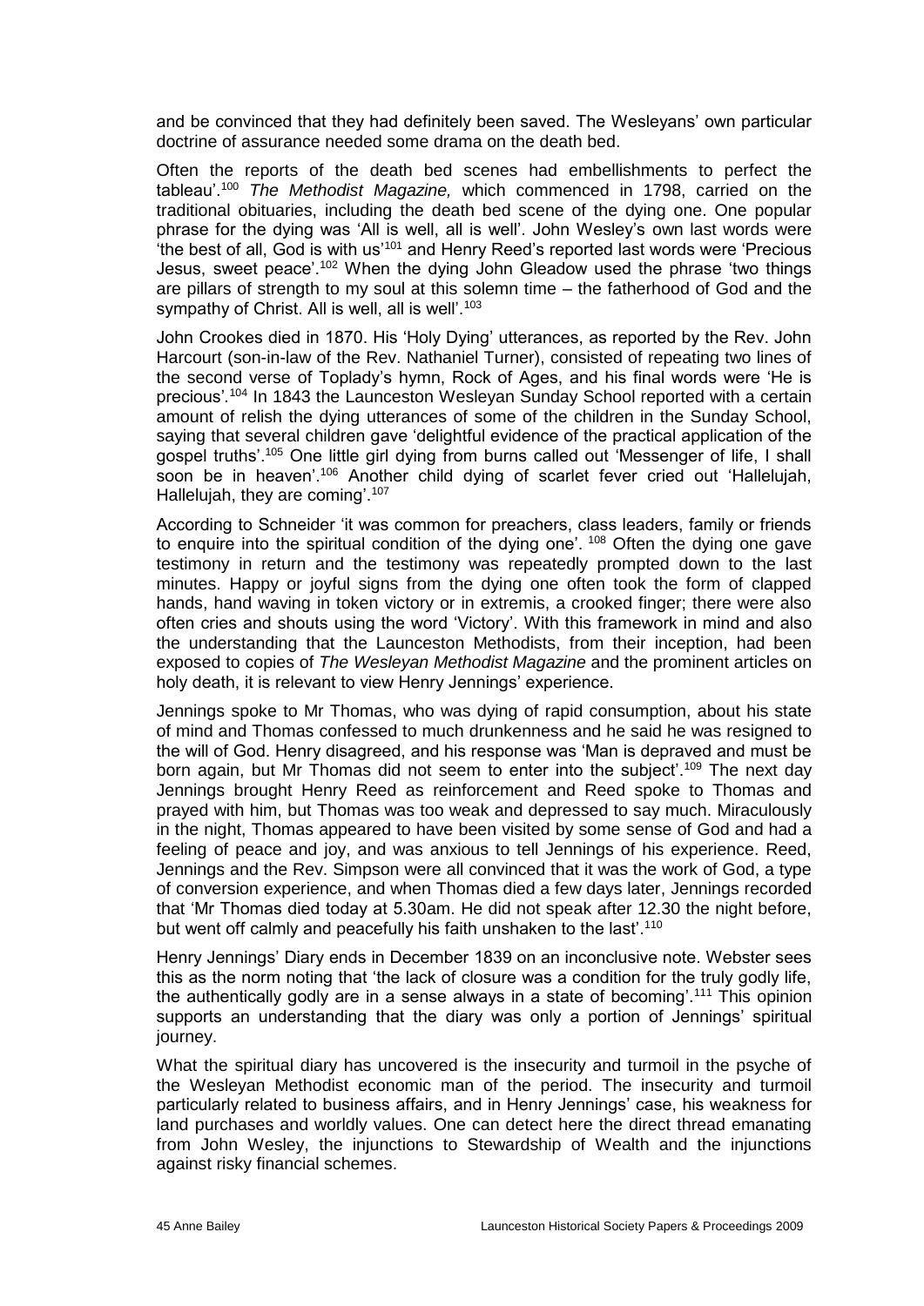and be convinced that they had definitely been saved. The Wesleyans' own particular doctrine of assurance needed some drama on the death bed.

Often the reports of the death bed scenes had embellishments to perfect the tableau'.[100] *The Methodist Magazine,* which commenced in 1798, carried on the traditional obituaries, including the death bed scene of the dying one. One popular phrase for the dying was 'All is well, all is well'. John Wesley's own last words were 'the best of all, God is with us'[101] and Henry Reed's reported last words were 'Precious Jesus, sweet peace'.[102] When the dying John Gleadow used the phrase 'two things are pillars of strength to my soul at this solemn time – the fatherhood of God and the sympathy of Christ. All is well, all is well'.[103]

John Crookes died in 1870. His 'Holy Dying' utterances, as reported by the Rev. John Harcourt (son-in-law of the Rev. Nathaniel Turner), consisted of repeating two lines of the second verse of Toplady's hymn, Rock of Ages, and his final words were 'He is precious'.[104] In 1843 the Launceston Wesleyan Sunday School reported with a certain amount of relish the dying utterances of some of the children in the Sunday School, saying that several children gave 'delightful evidence of the practical application of the gospel truths'.[105] One little girl dying from burns called out 'Messenger of life, I shall soon be in heaven'.[106] Another child dying of scarlet fever cried out 'Hallelujah, Hallelujah, they are coming'.[107]

According to Schneider 'it was common for preachers, class leaders, family or friends to enquire into the spiritual condition of the dying one'. [108] Often the dying one gave testimony in return and the testimony was repeatedly prompted down to the last minutes. Happy or joyful signs from the dying one often took the form of clapped hands, hand waving in token victory or in extremis, a crooked finger; there were also often cries and shouts using the word 'Victory'. With this framework in mind and also the understanding that the Launceston Methodists, from their inception, had been exposed to copies of *The Wesleyan Methodist Magazine* and the prominent articles on holy death, it is relevant to view Henry Jennings' experience.

Jennings spoke to Mr Thomas, who was dying of rapid consumption, about his state of mind and Thomas confessed to much drunkenness and he said he was resigned to the will of God. Henry disagreed, and his response was 'Man is depraved and must be born again, but Mr Thomas did not seem to enter into the subject'.[109] The next day Jennings brought Henry Reed as reinforcement and Reed spoke to Thomas and prayed with him, but Thomas was too weak and depressed to say much. Miraculously in the night, Thomas appeared to have been visited by some sense of God and had a feeling of peace and joy, and was anxious to tell Jennings of his experience. Reed, Jennings and the Rev. Simpson were all convinced that it was the work of God, a type of conversion experience, and when Thomas died a few days later, Jennings recorded that 'Mr Thomas died today at 5.30am. He did not speak after 12.30 the night before, but went off calmly and peacefully his faith unshaken to the last'.[110]

Henry Jennings' Diary ends in December 1839 on an inconclusive note. Webster sees this as the norm noting that 'the lack of closure was a condition for the truly godly life, the authentically godly are in a sense always in a state of becoming'.[111] This opinion supports an understanding that the diary was only a portion of Jennings' spiritual journey.

What the spiritual diary has uncovered is the insecurity and turmoil in the psyche of the Wesleyan Methodist economic man of the period. The insecurity and turmoil particularly related to business affairs, and in Henry Jennings' case, his weakness for land purchases and worldly values. One can detect here the direct thread emanating from John Wesley, the injunctions to Stewardship of Wealth and the injunctions against risky financial schemes.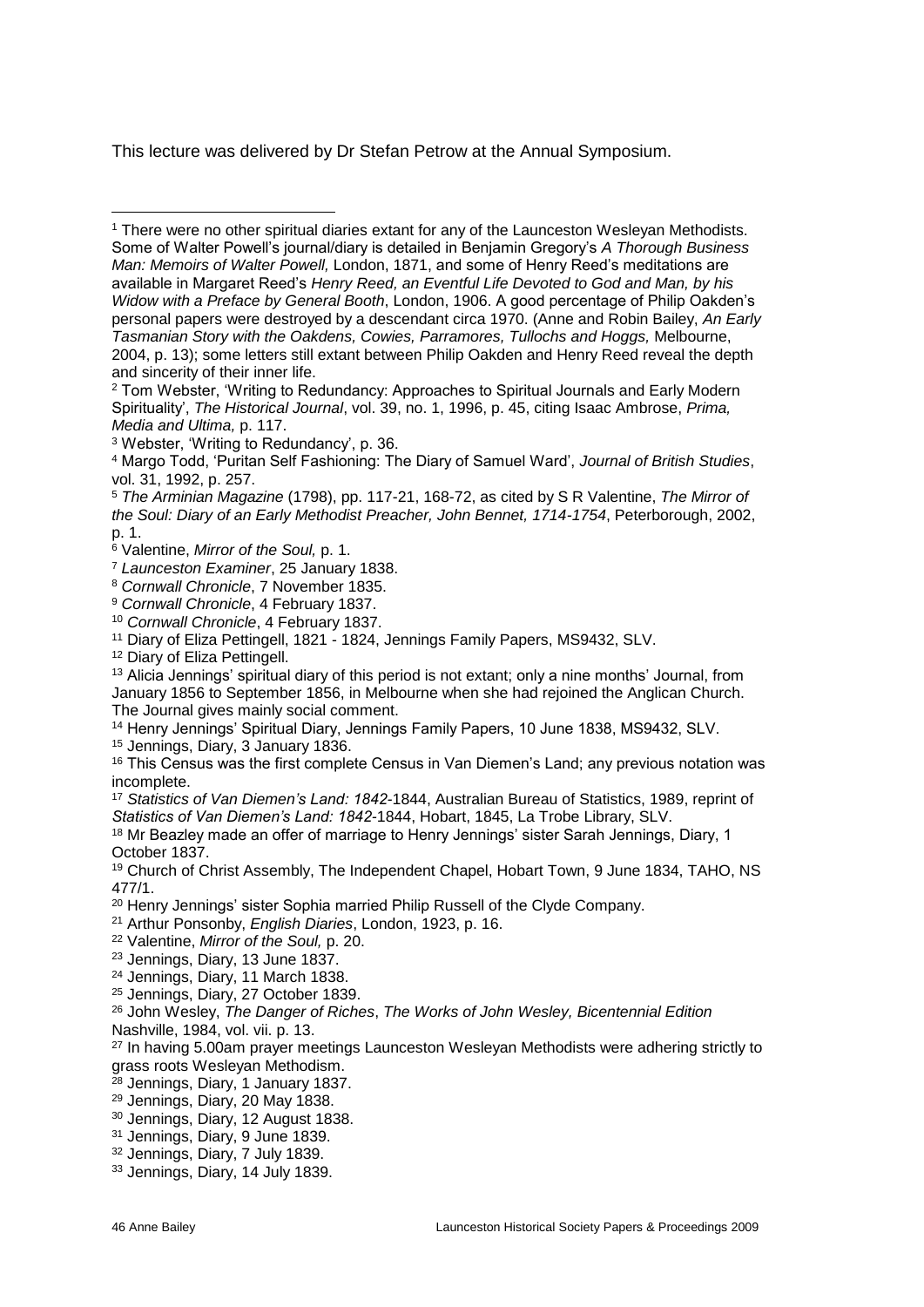This lecture was delivered by Dr Stefan Petrow at the Annual Symposium.

---

[1] There were no other spiritual diaries extant for any of the Launceston Wesleyan Methodists. Some of Walter Powell's journal/diary is detailed in Benjamin Gregory's *A Thorough Business Man: Memoirs of Walter Powell,* London, 1871, and some of Henry Reed's meditations are available in Margaret Reed's *Henry Reed, an Eventful Life Devoted to God and Man, by his Widow with a Preface by General Booth*, London, 1906. A good percentage of Philip Oakden's personal papers were destroyed by a descendant circa 1970. (Anne and Robin Bailey, *An Early Tasmanian Story with the Oakdens, Cowies, Parramores, Tullochs and Hoggs,* Melbourne, 2004, p. 13); some letters still extant between Philip Oakden and Henry Reed reveal the depth and sincerity of their inner life.

[2] Tom Webster, 'Writing to Redundancy: Approaches to Spiritual Journals and Early Modern Spirituality', *The Historical Journal*, vol. 39, no. 1, 1996, p. 45, citing Isaac Ambrose, *Prima, Media and Ultima,* p. 117.

[3] Webster, 'Writing to Redundancy', p. 36.

[4] Margo Todd, 'Puritan Self Fashioning: The Diary of Samuel Ward', *Journal of British Studies*, vol. 31, 1992, p. 257.

[5] *The Arminian Magazine* (1798), pp. 117-21, 168-72, as cited by S R Valentine, *The Mirror of the Soul: Diary of an Early Methodist Preacher, John Bennet, 1714-1754*, Peterborough, 2002, p. 1.

[6] Valentine, *Mirror of the Soul,* p. 1.

[7] *Launceston Examiner*, 25 January 1838.

[8] *Cornwall Chronicle*, 7 November 1835.

[9] *Cornwall Chronicle*, 4 February 1837.

[10] *Cornwall Chronicle*, 4 February 1837.

[11] Diary of Eliza Pettingell, 1821 - 1824, Jennings Family Papers, MS9432, SLV.

[12] Diary of Eliza Pettingell.

[13] Alicia Jennings' spiritual diary of this period is not extant; only a nine months' Journal, from January 1856 to September 1856, in Melbourne when she had rejoined the Anglican Church. The Journal gives mainly social comment.

[14] Henry Jennings' Spiritual Diary, Jennings Family Papers, 10 June 1838, MS9432, SLV.

[15] Jennings, Diary, 3 January 1836.

[16] This Census was the first complete Census in Van Diemen's Land; any previous notation was incomplete.

[17] *Statistics of Van Diemen's Land: 1842*-1844, Australian Bureau of Statistics, 1989, reprint of *Statistics of Van Diemen's Land: 1842*-1844, Hobart, 1845, La Trobe Library, SLV.

[18] Mr Beazley made an offer of marriage to Henry Jennings' sister Sarah Jennings, Diary, 1 October 1837.

[19] Church of Christ Assembly, The Independent Chapel, Hobart Town, 9 June 1834, TAHO, NS 477/1.

[20] Henry Jennings' sister Sophia married Philip Russell of the Clyde Company.

[21] Arthur Ponsonby, *English Diaries*, London, 1923, p. 16.

[22] Valentine, *Mirror of the Soul,* p. 20.

[23] Jennings, Diary, 13 June 1837.

[24] Jennings, Diary, 11 March 1838.

[25] Jennings, Diary, 27 October 1839.

[26] John Wesley, *The Danger of Riches*, *The Works of John Wesley, Bicentennial Edition* Nashville, 1984, vol. vii. p. 13.

[27] In having 5.00am prayer meetings Launceston Wesleyan Methodists were adhering strictly to grass roots Wesleyan Methodism.

[28] Jennings, Diary, 1 January 1837.

[29] Jennings, Diary, 20 May 1838.

[30] Jennings, Diary, 12 August 1838.

[31] Jennings, Diary, 9 June 1839.

[32] Jennings, Diary, 7 July 1839.

[33] Jennings, Diary, 14 July 1839.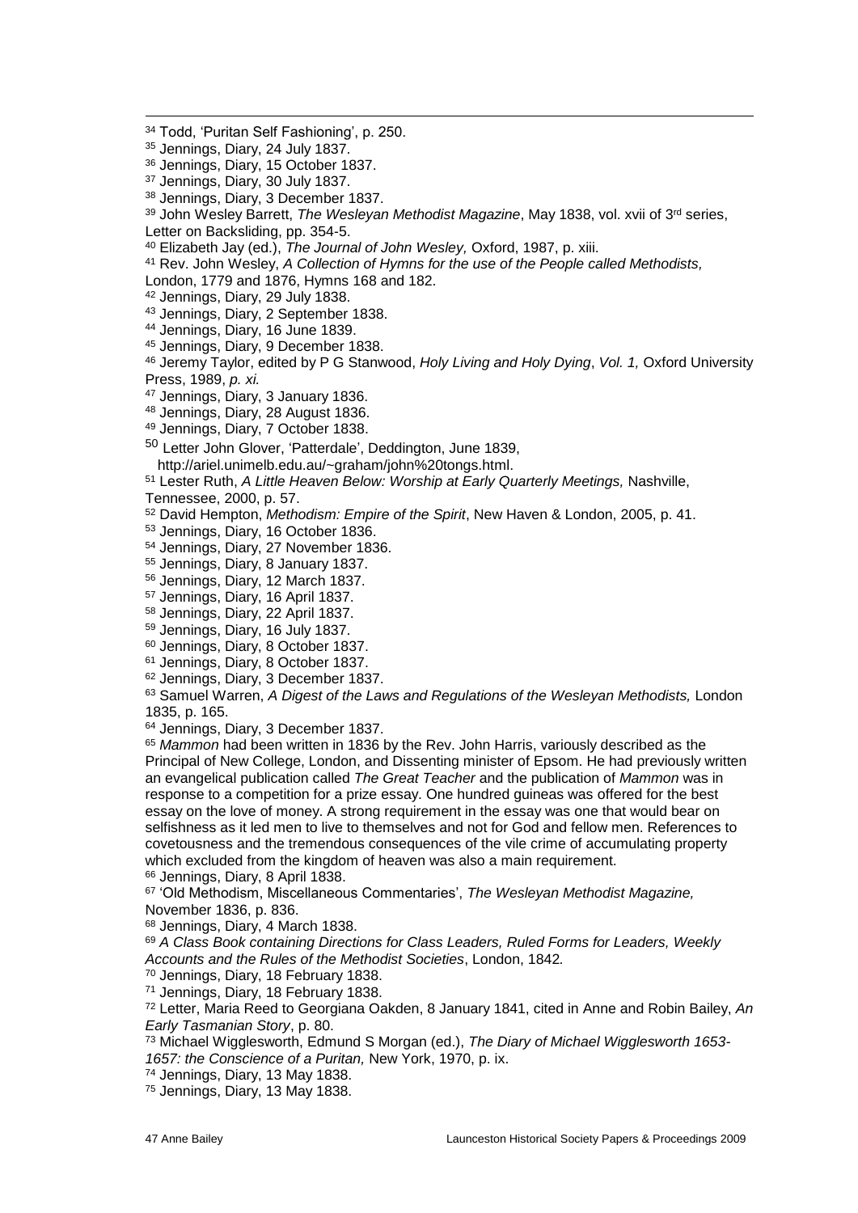[34] Todd, 'Puritan Self Fashioning', p. 250.

[35] Jennings, Diary, 24 July 1837.

[36] Jennings, Diary, 15 October 1837.

[37] Jennings, Diary, 30 July 1837.

[38] Jennings, Diary, 3 December 1837.

[39] John Wesley Barrett, *The Wesleyan Methodist Magazine*, May 1838, vol. xvii of 3rd series, Letter on Backsliding, pp. 354-5.

[40] Elizabeth Jay (ed.), *The Journal of John Wesley,* Oxford, 1987, p. xiii.

[41] Rev. John Wesley, *A Collection of Hymns for the use of the People called Methodists,* London, 1779 and 1876, Hymns 168 and 182.

[42] Jennings, Diary, 29 July 1838.

[43] Jennings, Diary, 2 September 1838.

[44] Jennings, Diary, 16 June 1839.

[45] Jennings, Diary, 9 December 1838.

[46] Jeremy Taylor, edited by P G Stanwood, *Holy Living and Holy Dying*, *Vol. 1,* Oxford University Press, 1989, *p. xi.*

[47] Jennings, Diary, 3 January 1836.

[48] Jennings, Diary, 28 August 1836.

[49] Jennings, Diary, 7 October 1838.

[50] Letter John Glover, 'Patterdale', Deddington, June 1839, http://ariel.unimelb.edu.au/~graham/john%20tongs.html.

[51] Lester Ruth, *A Little Heaven Below: Worship at Early Quarterly Meetings,* Nashville, Tennessee, 2000, p. 57.

[52] David Hempton, *Methodism: Empire of the Spirit*, New Haven & London, 2005, p. 41.

[53] Jennings, Diary, 16 October 1836.

[54] Jennings, Diary, 27 November 1836.

[55] Jennings, Diary, 8 January 1837.

[56] Jennings, Diary, 12 March 1837.

[57] Jennings, Diary, 16 April 1837.

[58] Jennings, Diary, 22 April 1837.

[59] Jennings, Diary, 16 July 1837.

[60] Jennings, Diary, 8 October 1837.

[61] Jennings, Diary, 8 October 1837.

[62] Jennings, Diary, 3 December 1837.

[63] Samuel Warren, *A Digest of the Laws and Regulations of the Wesleyan Methodists,* London 1835, p. 165.

[64] Jennings, Diary, 3 December 1837.

[65] *Mammon* had been written in 1836 by the Rev. John Harris, variously described as the Principal of New College, London, and Dissenting minister of Epsom. He had previously written an evangelical publication called *The Great Teacher* and the publication of *Mammon* was in response to a competition for a prize essay. One hundred guineas was offered for the best essay on the love of money. A strong requirement in the essay was one that would bear on selfishness as it led men to live to themselves and not for God and fellow men. References to covetousness and the tremendous consequences of the vile crime of accumulating property which excluded from the kingdom of heaven was also a main requirement.

[66] Jennings, Diary, 8 April 1838.

[67] 'Old Methodism, Miscellaneous Commentaries', *The Wesleyan Methodist Magazine,* November 1836, p. 836.

[68] Jennings, Diary, 4 March 1838.

[69] *A Class Book containing Directions for Class Leaders, Ruled Forms for Leaders, Weekly Accounts and the Rules of the Methodist Societies*, London, 1842*.*

[70] Jennings, Diary, 18 February 1838.

[71] Jennings, Diary, 18 February 1838.

[72] Letter, Maria Reed to Georgiana Oakden, 8 January 1841, cited in Anne and Robin Bailey, *An Early Tasmanian Story*, p. 80.

[73] Michael Wigglesworth, Edmund S Morgan (ed.), *The Diary of Michael Wigglesworth 1653-1657: the Conscience of a Puritan,* New York, 1970, p. ix.

[74] Jennings, Diary, 13 May 1838.

[75] Jennings, Diary, 13 May 1838.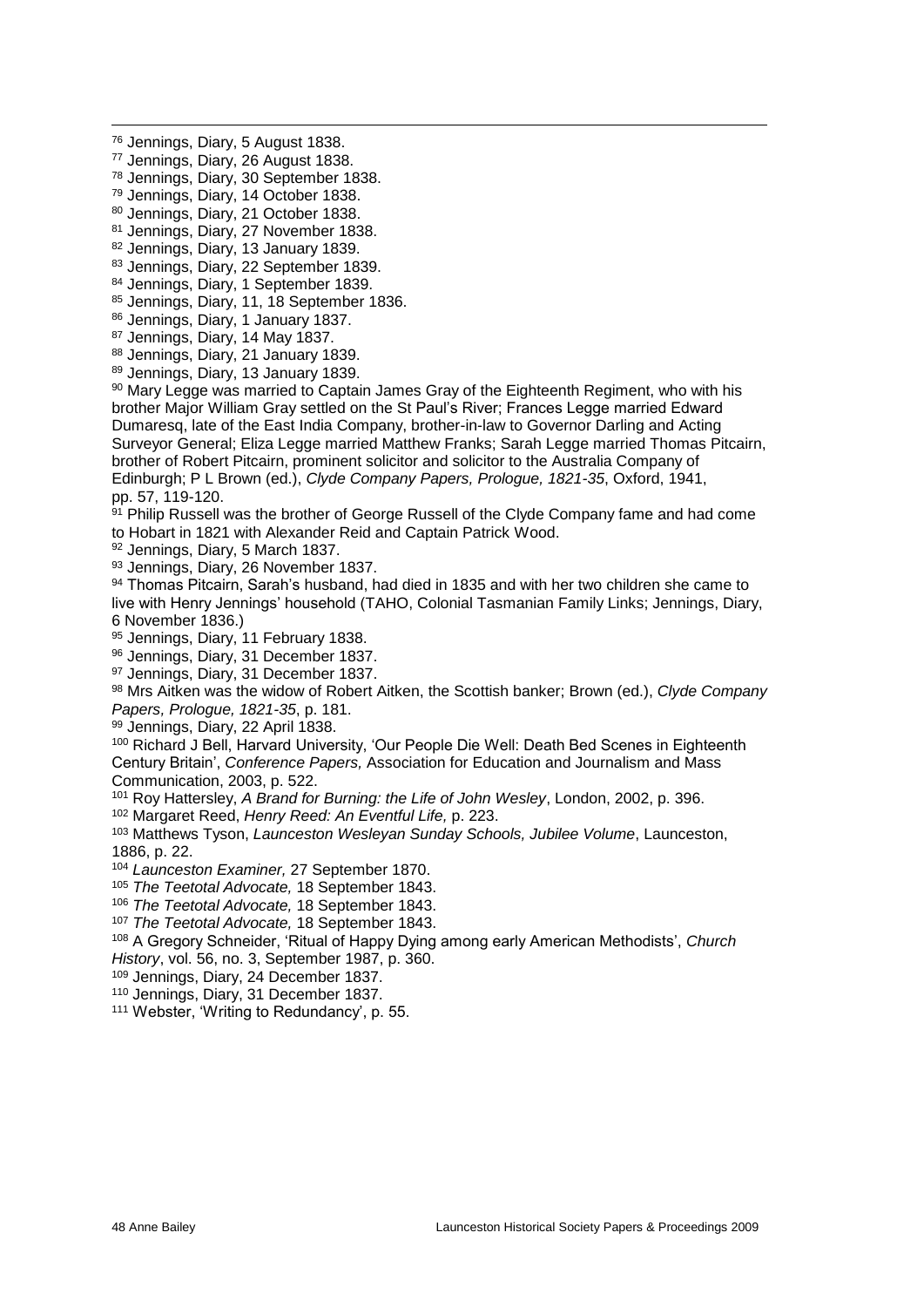[76] Jennings, Diary, 5 August 1838.
[77] Jennings, Diary, 26 August 1838.
[78] Jennings, Diary, 30 September 1838.
[79] Jennings, Diary, 14 October 1838.
[80] Jennings, Diary, 21 October 1838.
[81] Jennings, Diary, 27 November 1838.
[82] Jennings, Diary, 13 January 1839.
[83] Jennings, Diary, 22 September 1839.
[84] Jennings, Diary, 1 September 1839.
[85] Jennings, Diary, 11, 18 September 1836.
[86] Jennings, Diary, 1 January 1837.
[87] Jennings, Diary, 14 May 1837.
[88] Jennings, Diary, 21 January 1839.
[89] Jennings, Diary, 13 January 1839.
[90] Mary Legge was married to Captain James Gray of the Eighteenth Regiment, who with his brother Major William Gray settled on the St Paul's River; Frances Legge married Edward Dumaresq, late of the East India Company, brother-in-law to Governor Darling and Acting Surveyor General; Eliza Legge married Matthew Franks; Sarah Legge married Thomas Pitcairn, brother of Robert Pitcairn, prominent solicitor and solicitor to the Australia Company of Edinburgh; P L Brown (ed.), *Clyde Company Papers, Prologue, 1821-35*, Oxford, 1941, pp. 57, 119-120.
[91] Philip Russell was the brother of George Russell of the Clyde Company fame and had come to Hobart in 1821 with Alexander Reid and Captain Patrick Wood.
[92] Jennings, Diary, 5 March 1837.
[93] Jennings, Diary, 26 November 1837.
[94] Thomas Pitcairn, Sarah's husband, had died in 1835 and with her two children she came to live with Henry Jennings' household (TAHO, Colonial Tasmanian Family Links; Jennings, Diary, 6 November 1836.)
[95] Jennings, Diary, 11 February 1838.
[96] Jennings, Diary, 31 December 1837.
[97] Jennings, Diary, 31 December 1837.
[98] Mrs Aitken was the widow of Robert Aitken, the Scottish banker; Brown (ed.), *Clyde Company Papers, Prologue, 1821-35*, p. 181.
[99] Jennings, Diary, 22 April 1838.
[100] Richard J Bell, Harvard University, 'Our People Die Well: Death Bed Scenes in Eighteenth Century Britain', *Conference Papers,* Association for Education and Journalism and Mass Communication, 2003, p. 522.
[101] Roy Hattersley, *A Brand for Burning: the Life of John Wesley*, London, 2002, p. 396.
[102] Margaret Reed, *Henry Reed: An Eventful Life,* p. 223.
[103] Matthews Tyson, *Launceston Wesleyan Sunday Schools, Jubilee Volume*, Launceston, 1886, p. 22.
[104] *Launceston Examiner,* 27 September 1870.
[105] *The Teetotal Advocate,* 18 September 1843.
[106] *The Teetotal Advocate,* 18 September 1843.
[107] *The Teetotal Advocate,* 18 September 1843.
[108] A Gregory Schneider, 'Ritual of Happy Dying among early American Methodists', *Church History*, vol. 56, no. 3, September 1987, p. 360.
[109] Jennings, Diary, 24 December 1837.
[110] Jennings, Diary, 31 December 1837.
[111] Webster, 'Writing to Redundancy', p. 55.